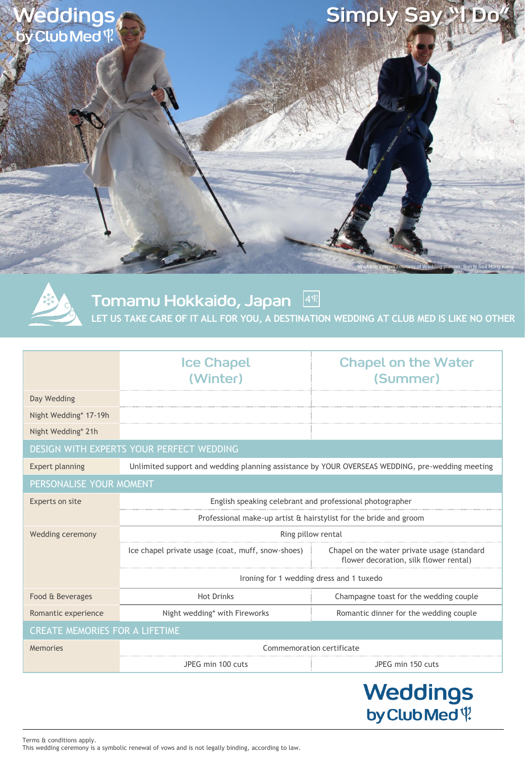# Weddings by Club Med

## Simply Say "I Do"

Wedding images courtesy of Wedding planner: Sun N Sea Hong Kong

## Tomamu Hokkaido, Japan 4Ψ

LET US TAKE CARE OF IT ALL FOR YOU, A DESTINATION WEDDING AT CLUB MED IS LIKE NO OTHER

| | Ice Chapel (Winter) | Chapel on the Water (Summer) |
|---|---|---|
| Day Wedding | | |
| Night Wedding* 17-19h | | |
| Night Wedding* 21h | | |
| **DESIGN WITH EXPERTS YOUR PERFECT WEDDING** | | |
| Expert planning | Unlimited support and wedding planning assistance by YOUR OVERSEAS WEDDING, pre-wedding meeting | |
| **PERSONALISE YOUR MOMENT** | | |
| Experts on site | English speaking celebrant and professional photographer | |
| | Professional make-up artist & hairstylist for the bride and groom | |
| Wedding ceremony | Ring pillow rental | |
| | Ice chapel private usage (coat, muff, snow-shoes) | Chapel on the water private usage (standard flower decoration, silk flower rental) |
| | Ironing for 1 wedding dress and 1 tuxedo | |
| Food & Beverages | Hot Drinks | Champagne toast for the wedding couple |
| Romantic experience | Night wedding* with Fireworks | Romantic dinner for the wedding couple |
| **CREATE MEMORIES FOR A LIFETIME** | | |
| Memories | Commemoration certificate | |
| | JPEG min 100 cuts | JPEG min 150 cuts |

Weddings by Club Med

Terms & conditions apply.
This wedding ceremony is a symbolic renewal of vows and is not legally binding, according to law.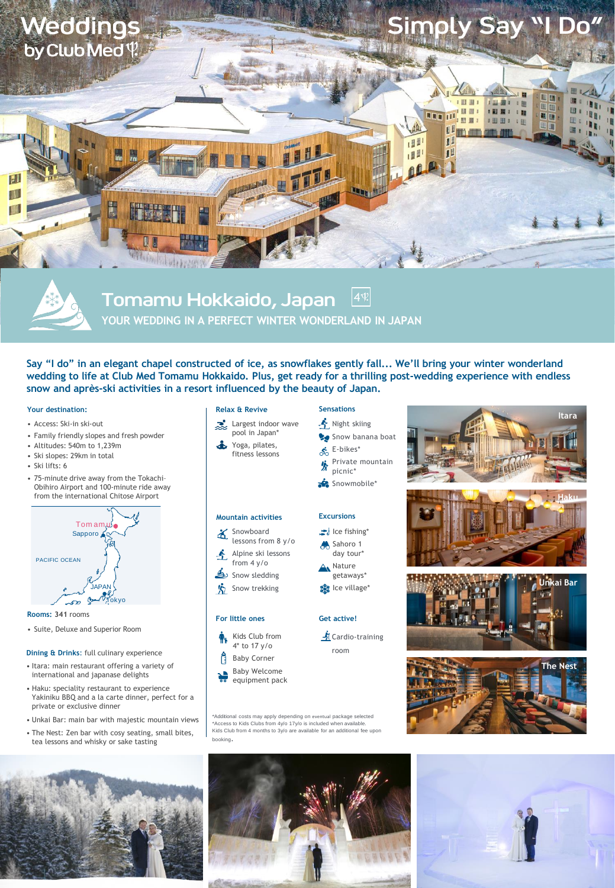# Weddings by Club Med

# Simply Say "I Do"

## Tomamu Hokkaido, Japan 4Ψ

### YOUR WEDDING IN A PERFECT WINTER WONDERLAND IN JAPAN

**Say "I do" in an elegant chapel constructed of ice, as snowflakes gently fall... We'll bring your winter wonderland wedding to life at Club Med Tomamu Hokkaido. Plus, get ready for a thrilling post-wedding experience with endless snow and après-ski activities in a resort influenced by the beauty of Japan.**

**Your destination:**

- Access: Ski-in ski-out
- Family friendly slopes and fresh powder
- Altitudes: 540m to 1,239m
- Ski slopes: 29km in total
- Ski lifts: 6
- 75-minute drive away from the Tokachi-Obihiro Airport and 100-minute ride away from the international Chitose Airport

Tomamu
Sapporo
PACIFIC OCEAN
JAPAN
Tokyo

**Rooms:** 341 rooms

- Suite, Deluxe and Superior Room

**Dining & Drinks**: full culinary experience

- Itara: main restaurant offering a variety of international and japanase delights
- Haku: speciality restaurant to experience Yakiniku BBQ and a la carte dinner, perfect for a private or exclusive dinner
- Unkai Bar: main bar with majestic mountain views
- The Nest: Zen bar with cosy seating, small bites, tea lessons and whisky or sake tasting

**Relax & Revive**

- Largest indoor wave pool in Japan*
- Yoga, pilates, fitness lessons

**Sensations**

- Night skiing
- Snow banana boat
- E-bikes*
- Private mountain picnic*
- Snowmobile*

**Mountain activities**

- Snowboard lessons from 8 y/o
- Alpine ski lessons from 4 y/o
- Snow sledding
- Snow trekking

**Excursions**

- Ice fishing*
- Sahoro 1 day tour*
- Nature getaways*
- Ice village*

**For little ones**

- Kids Club from 4* to 17 y/o
- Baby Corner
- Baby Welcome equipment pack

**Get active!**

- Cardio-training room

*Additional costs may apply depending on eventual package selected
*Access to Kids Clubs from 4y/o 17y/o is included when available.
Kids Club from 4 months to 3y/o are available for an additional fee upon booking.

Itara

Haku

Unkai Bar

The Nest